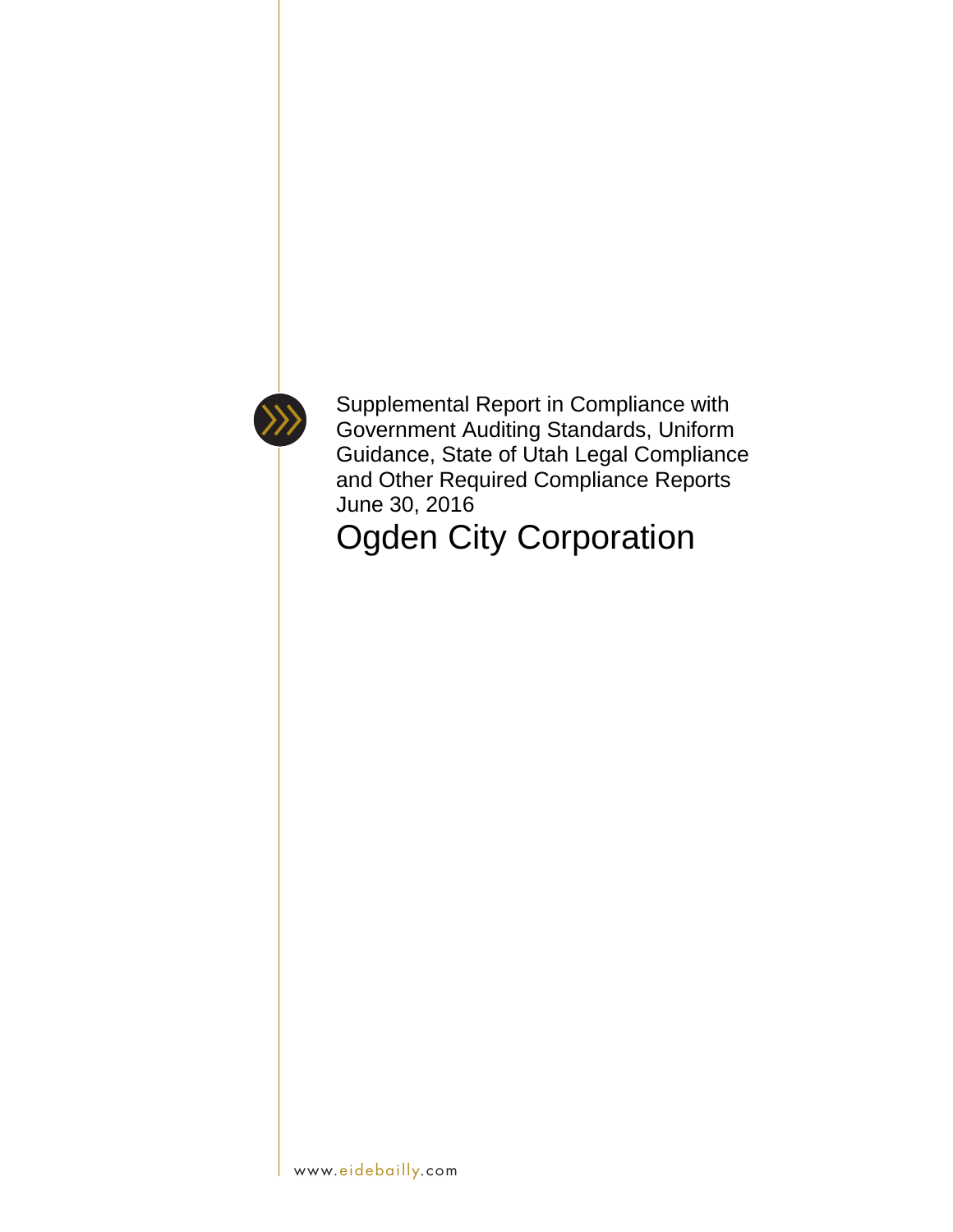Supplemental Report in Compliance with Government Auditing Standards, Uniform Guidance, State of Utah Legal Compliance and Other Required Compliance Reports
June 30, 2016

# Ogden City Corporation

www.eidebailly.com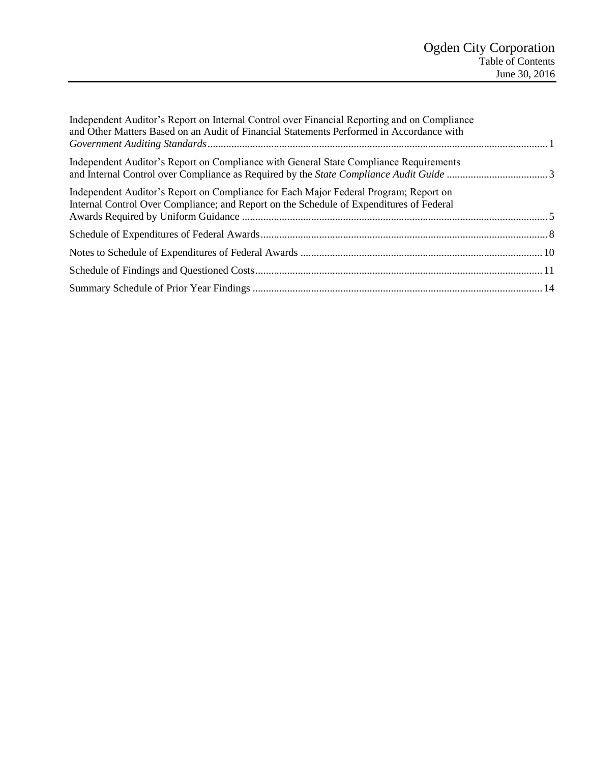# Ogden City Corporation

## Table of Contents

June 30, 2016

| | |
|---|---|
| Independent Auditor's Report on Internal Control over Financial Reporting and on Compliance and Other Matters Based on an Audit of Financial Statements Performed in Accordance with *Government Auditing Standards* | 1 |
| Independent Auditor's Report on Compliance with General State Compliance Requirements and Internal Control over Compliance as Required by the *State Compliance Audit Guide* | 3 |
| Independent Auditor's Report on Compliance for Each Major Federal Program; Report on Internal Control Over Compliance; and Report on the Schedule of Expenditures of Federal Awards Required by Uniform Guidance | 5 |
| Schedule of Expenditures of Federal Awards | 8 |
| Notes to Schedule of Expenditures of Federal Awards | 10 |
| Schedule of Findings and Questioned Costs | 11 |
| Summary Schedule of Prior Year Findings | 14 |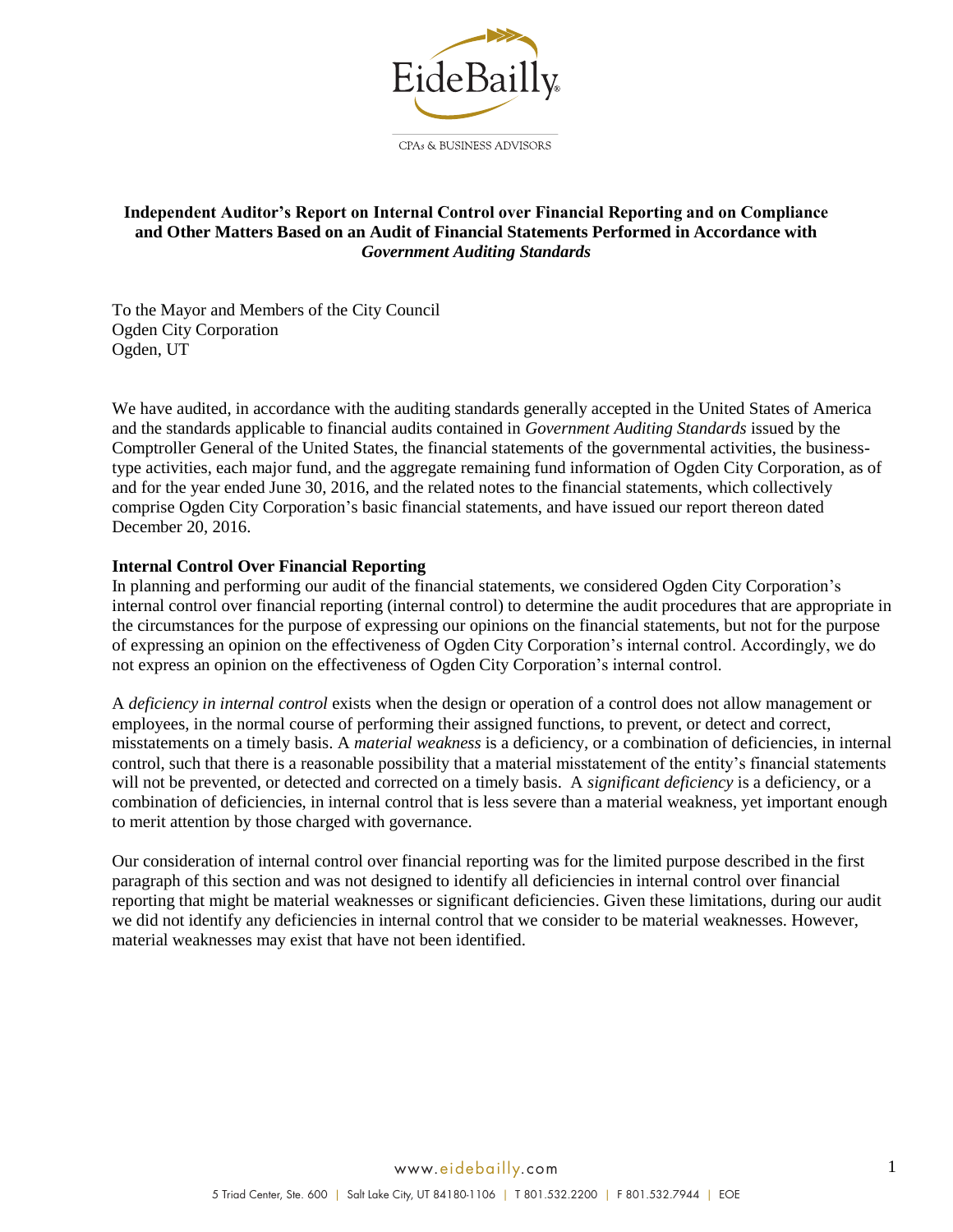# Independent Auditor's Report on Internal Control over Financial Reporting and on Compliance and Other Matters Based on an Audit of Financial Statements Performed in Accordance with *Government Auditing Standards*

To the Mayor and Members of the City Council
Ogden City Corporation
Ogden, UT

We have audited, in accordance with the auditing standards generally accepted in the United States of America and the standards applicable to financial audits contained in *Government Auditing Standards* issued by the Comptroller General of the United States, the financial statements of the governmental activities, the business-type activities, each major fund, and the aggregate remaining fund information of Ogden City Corporation, as of and for the year ended June 30, 2016, and the related notes to the financial statements, which collectively comprise Ogden City Corporation's basic financial statements, and have issued our report thereon dated December 20, 2016.

**Internal Control Over Financial Reporting**

In planning and performing our audit of the financial statements, we considered Ogden City Corporation's internal control over financial reporting (internal control) to determine the audit procedures that are appropriate in the circumstances for the purpose of expressing our opinions on the financial statements, but not for the purpose of expressing an opinion on the effectiveness of Ogden City Corporation's internal control. Accordingly, we do not express an opinion on the effectiveness of Ogden City Corporation's internal control.

A *deficiency in internal control* exists when the design or operation of a control does not allow management or employees, in the normal course of performing their assigned functions, to prevent, or detect and correct, misstatements on a timely basis. A *material weakness* is a deficiency, or a combination of deficiencies, in internal control, such that there is a reasonable possibility that a material misstatement of the entity's financial statements will not be prevented, or detected and corrected on a timely basis. A *significant deficiency* is a deficiency, or a combination of deficiencies, in internal control that is less severe than a material weakness, yet important enough to merit attention by those charged with governance.

Our consideration of internal control over financial reporting was for the limited purpose described in the first paragraph of this section and was not designed to identify all deficiencies in internal control over financial reporting that might be material weaknesses or significant deficiencies. Given these limitations, during our audit we did not identify any deficiencies in internal control that we consider to be material weaknesses. However, material weaknesses may exist that have not been identified.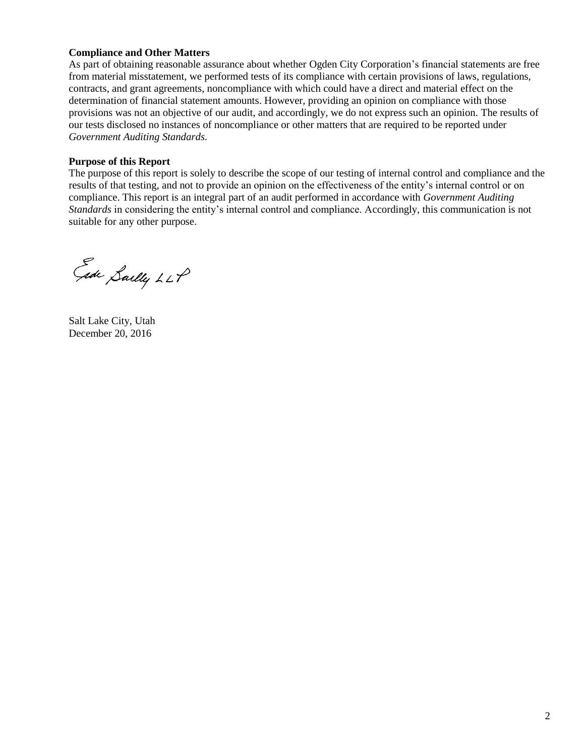**Compliance and Other Matters**

As part of obtaining reasonable assurance about whether Ogden City Corporation's financial statements are free from material misstatement, we performed tests of its compliance with certain provisions of laws, regulations, contracts, and grant agreements, noncompliance with which could have a direct and material effect on the determination of financial statement amounts. However, providing an opinion on compliance with those provisions was not an objective of our audit, and accordingly, we do not express such an opinion. The results of our tests disclosed no instances of noncompliance or other matters that are required to be reported under *Government Auditing Standards.*

**Purpose of this Report**

The purpose of this report is solely to describe the scope of our testing of internal control and compliance and the results of that testing, and not to provide an opinion on the effectiveness of the entity's internal control or on compliance. This report is an integral part of an audit performed in accordance with *Government Auditing Standards* in considering the entity's internal control and compliance. Accordingly, this communication is not suitable for any other purpose.

Eide Bailly LLP

Salt Lake City, Utah
December 20, 2016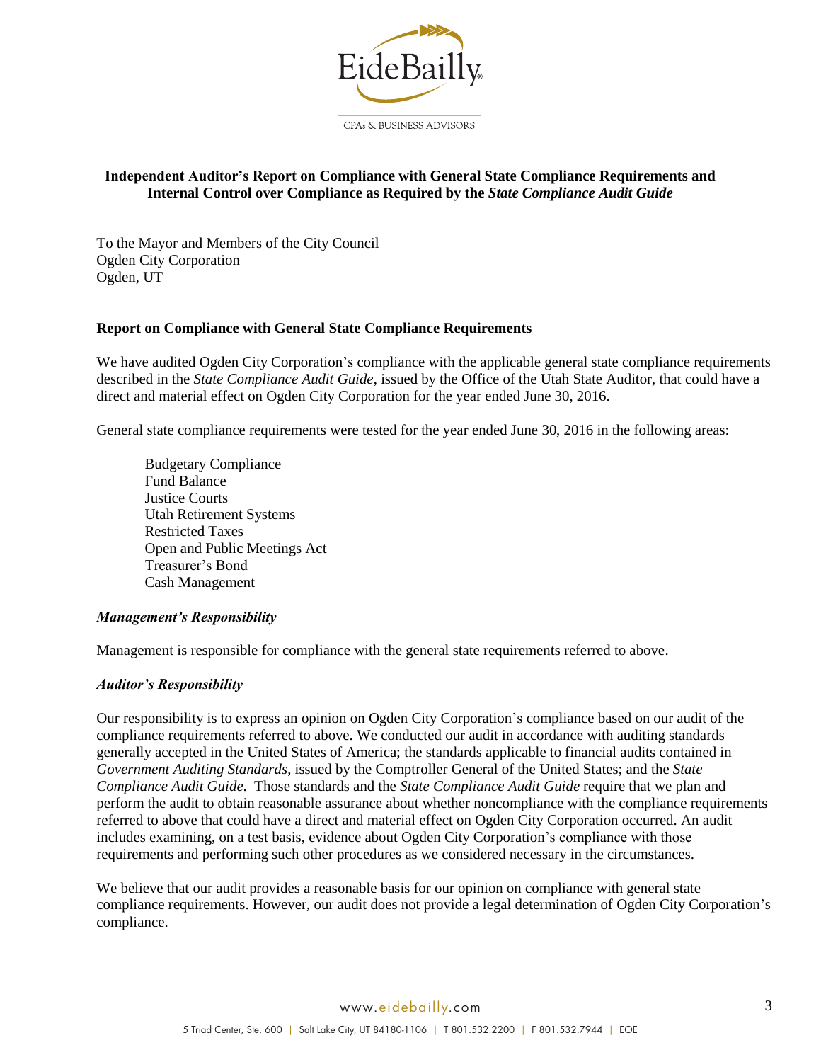# Independent Auditor's Report on Compliance with General State Compliance Requirements and Internal Control over Compliance as Required by the *State Compliance Audit Guide*

To the Mayor and Members of the City Council
Ogden City Corporation
Ogden, UT

## Report on Compliance with General State Compliance Requirements

We have audited Ogden City Corporation's compliance with the applicable general state compliance requirements described in the *State Compliance Audit Guide*, issued by the Office of the Utah State Auditor, that could have a direct and material effect on Ogden City Corporation for the year ended June 30, 2016.

General state compliance requirements were tested for the year ended June 30, 2016 in the following areas:

- Budgetary Compliance
- Fund Balance
- Justice Courts
- Utah Retirement Systems
- Restricted Taxes
- Open and Public Meetings Act
- Treasurer's Bond
- Cash Management

### *Management's Responsibility*

Management is responsible for compliance with the general state requirements referred to above.

### *Auditor's Responsibility*

Our responsibility is to express an opinion on Ogden City Corporation's compliance based on our audit of the compliance requirements referred to above. We conducted our audit in accordance with auditing standards generally accepted in the United States of America; the standards applicable to financial audits contained in *Government Auditing Standards*, issued by the Comptroller General of the United States; and the *State Compliance Audit Guide*. Those standards and the *State Compliance Audit Guide* require that we plan and perform the audit to obtain reasonable assurance about whether noncompliance with the compliance requirements referred to above that could have a direct and material effect on Ogden City Corporation occurred. An audit includes examining, on a test basis, evidence about Ogden City Corporation's compliance with those requirements and performing such other procedures as we considered necessary in the circumstances.

We believe that our audit provides a reasonable basis for our opinion on compliance with general state compliance requirements. However, our audit does not provide a legal determination of Ogden City Corporation's compliance.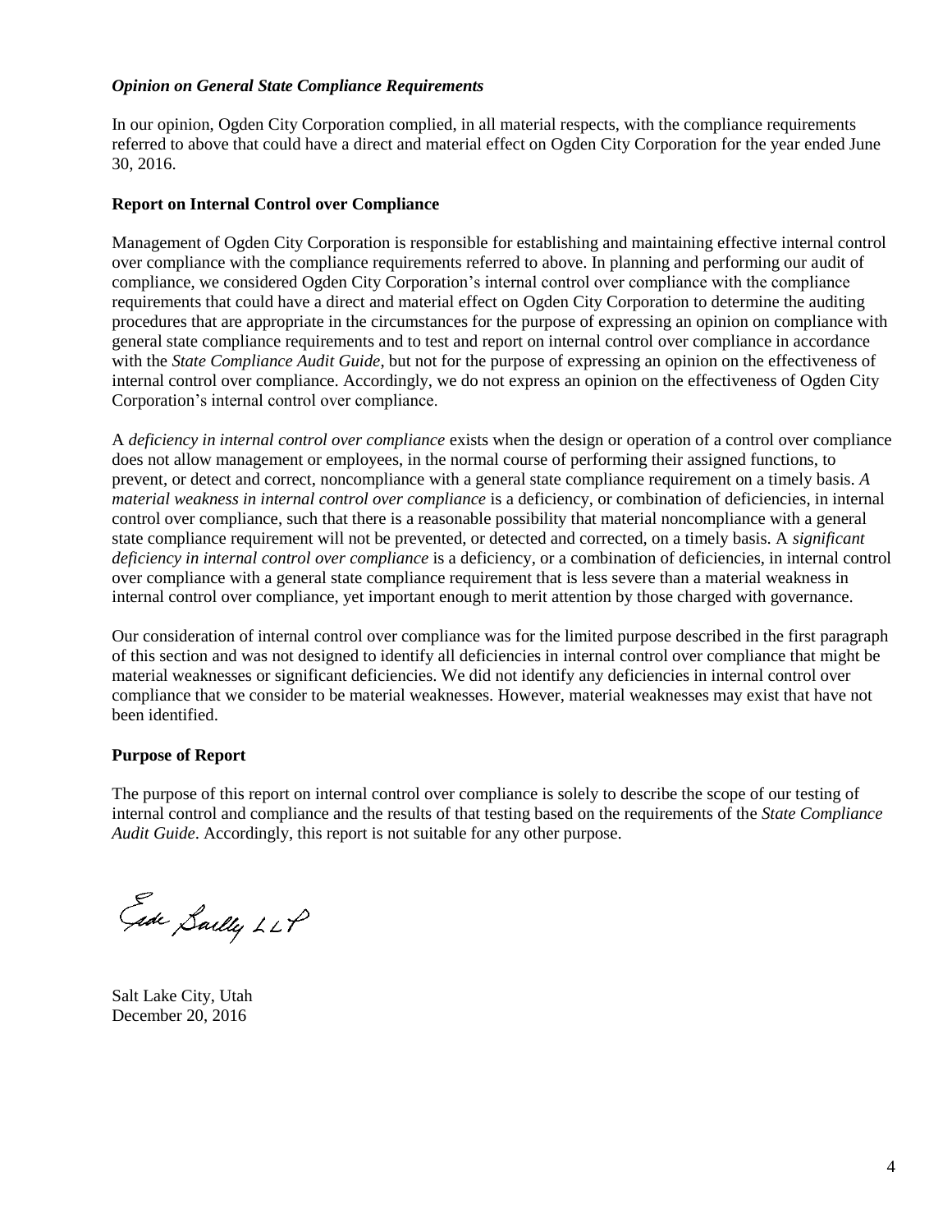### *Opinion on General State Compliance Requirements*

In our opinion, Ogden City Corporation complied, in all material respects, with the compliance requirements referred to above that could have a direct and material effect on Ogden City Corporation for the year ended June 30, 2016.

**Report on Internal Control over Compliance**

Management of Ogden City Corporation is responsible for establishing and maintaining effective internal control over compliance with the compliance requirements referred to above. In planning and performing our audit of compliance, we considered Ogden City Corporation's internal control over compliance with the compliance requirements that could have a direct and material effect on Ogden City Corporation to determine the auditing procedures that are appropriate in the circumstances for the purpose of expressing an opinion on compliance with general state compliance requirements and to test and report on internal control over compliance in accordance with the *State Compliance Audit Guide*, but not for the purpose of expressing an opinion on the effectiveness of internal control over compliance. Accordingly, we do not express an opinion on the effectiveness of Ogden City Corporation's internal control over compliance.

A *deficiency in internal control over compliance* exists when the design or operation of a control over compliance does not allow management or employees, in the normal course of performing their assigned functions, to prevent, or detect and correct, noncompliance with a general state compliance requirement on a timely basis. *A material weakness in internal control over compliance* is a deficiency, or combination of deficiencies, in internal control over compliance, such that there is a reasonable possibility that material noncompliance with a general state compliance requirement will not be prevented, or detected and corrected, on a timely basis. A *significant deficiency in internal control over compliance* is a deficiency, or a combination of deficiencies, in internal control over compliance with a general state compliance requirement that is less severe than a material weakness in internal control over compliance, yet important enough to merit attention by those charged with governance.

Our consideration of internal control over compliance was for the limited purpose described in the first paragraph of this section and was not designed to identify all deficiencies in internal control over compliance that might be material weaknesses or significant deficiencies. We did not identify any deficiencies in internal control over compliance that we consider to be material weaknesses. However, material weaknesses may exist that have not been identified.

**Purpose of Report**

The purpose of this report on internal control over compliance is solely to describe the scope of our testing of internal control and compliance and the results of that testing based on the requirements of the *State Compliance Audit Guide*. Accordingly, this report is not suitable for any other purpose.

Eide Bailly LLP

Salt Lake City, Utah
December 20, 2016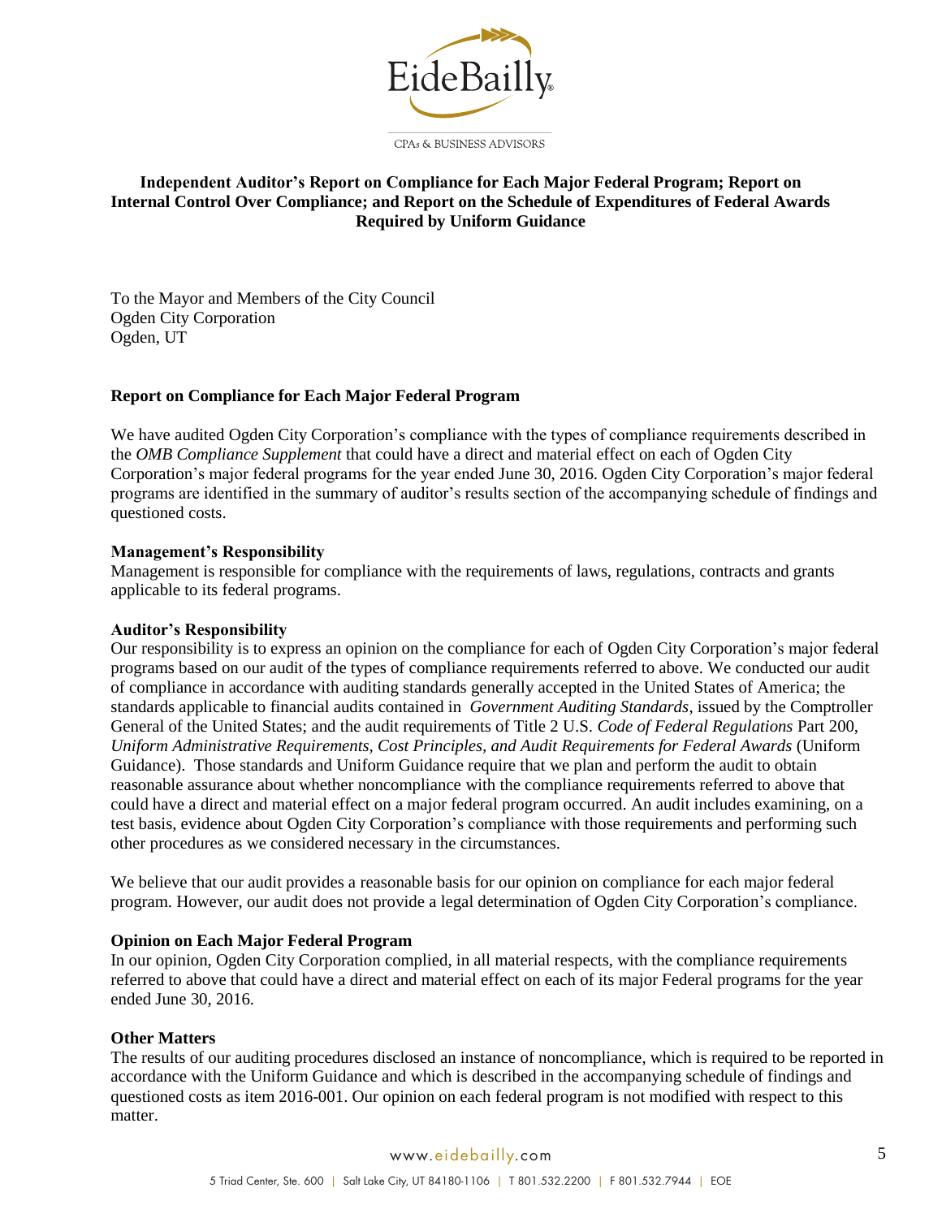# Independent Auditor's Report on Compliance for Each Major Federal Program; Report on Internal Control Over Compliance; and Report on the Schedule of Expenditures of Federal Awards Required by Uniform Guidance

To the Mayor and Members of the City Council
Ogden City Corporation
Ogden, UT

## Report on Compliance for Each Major Federal Program

We have audited Ogden City Corporation's compliance with the types of compliance requirements described in the *OMB Compliance Supplement* that could have a direct and material effect on each of Ogden City Corporation's major federal programs for the year ended June 30, 2016. Ogden City Corporation's major federal programs are identified in the summary of auditor's results section of the accompanying schedule of findings and questioned costs.

### Management's Responsibility

Management is responsible for compliance with the requirements of laws, regulations, contracts and grants applicable to its federal programs.

### Auditor's Responsibility

Our responsibility is to express an opinion on the compliance for each of Ogden City Corporation's major federal programs based on our audit of the types of compliance requirements referred to above. We conducted our audit of compliance in accordance with auditing standards generally accepted in the United States of America; the standards applicable to financial audits contained in *Government Auditing Standards*, issued by the Comptroller General of the United States; and the audit requirements of Title 2 U.S. *Code of Federal Regulations* Part 200, *Uniform Administrative Requirements, Cost Principles, and Audit Requirements for Federal Awards* (Uniform Guidance). Those standards and Uniform Guidance require that we plan and perform the audit to obtain reasonable assurance about whether noncompliance with the compliance requirements referred to above that could have a direct and material effect on a major federal program occurred. An audit includes examining, on a test basis, evidence about Ogden City Corporation's compliance with those requirements and performing such other procedures as we considered necessary in the circumstances.

We believe that our audit provides a reasonable basis for our opinion on compliance for each major federal program. However, our audit does not provide a legal determination of Ogden City Corporation's compliance.

### Opinion on Each Major Federal Program

In our opinion, Ogden City Corporation complied, in all material respects, with the compliance requirements referred to above that could have a direct and material effect on each of its major Federal programs for the year ended June 30, 2016.

### Other Matters

The results of our auditing procedures disclosed an instance of noncompliance, which is required to be reported in accordance with the Uniform Guidance and which is described in the accompanying schedule of findings and questioned costs as item 2016-001. Our opinion on each federal program is not modified with respect to this matter.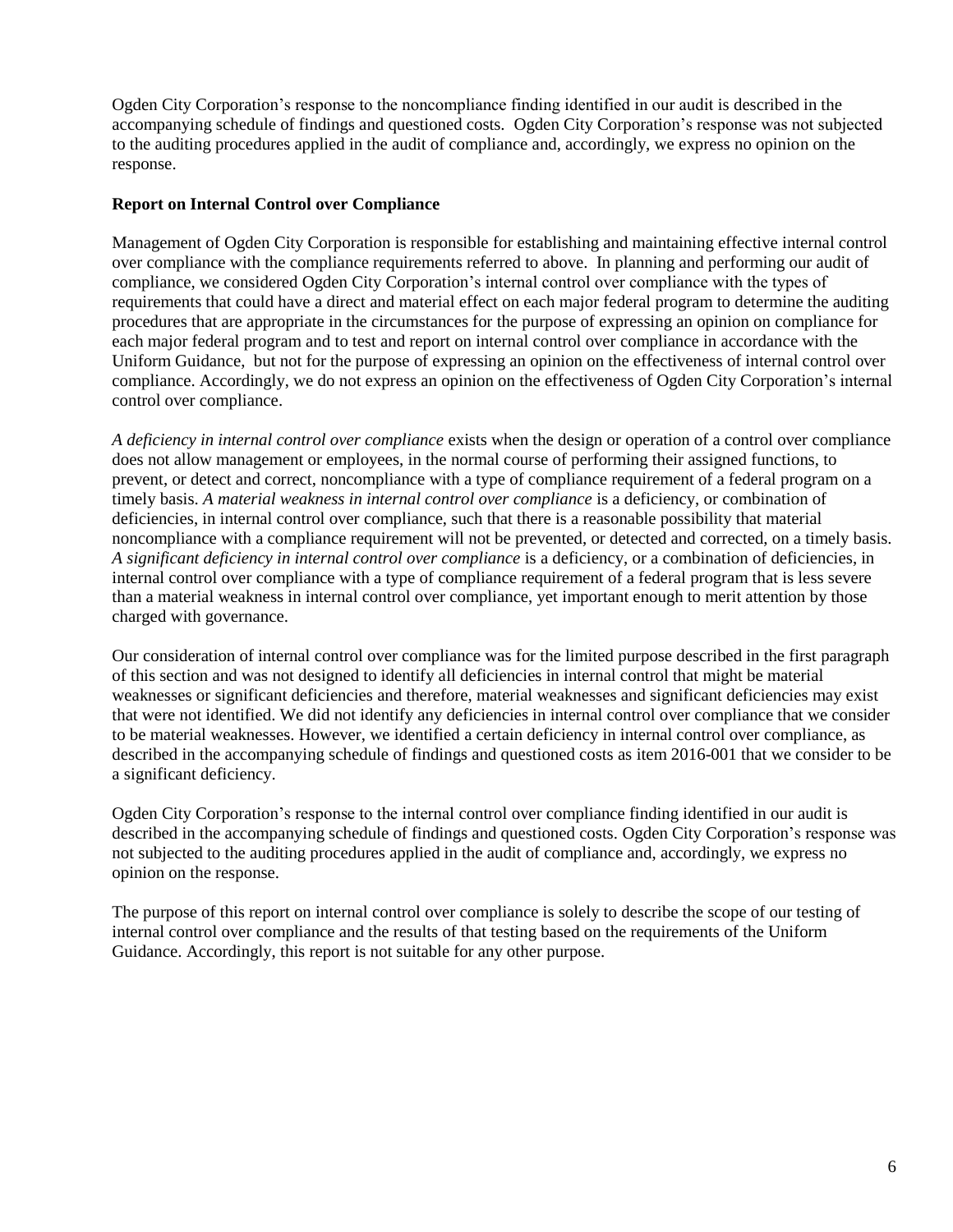Ogden City Corporation's response to the noncompliance finding identified in our audit is described in the accompanying schedule of findings and questioned costs. Ogden City Corporation's response was not subjected to the auditing procedures applied in the audit of compliance and, accordingly, we express no opinion on the response.

**Report on Internal Control over Compliance**

Management of Ogden City Corporation is responsible for establishing and maintaining effective internal control over compliance with the compliance requirements referred to above. In planning and performing our audit of compliance, we considered Ogden City Corporation's internal control over compliance with the types of requirements that could have a direct and material effect on each major federal program to determine the auditing procedures that are appropriate in the circumstances for the purpose of expressing an opinion on compliance for each major federal program and to test and report on internal control over compliance in accordance with the Uniform Guidance, but not for the purpose of expressing an opinion on the effectiveness of internal control over compliance. Accordingly, we do not express an opinion on the effectiveness of Ogden City Corporation's internal control over compliance.

*A deficiency in internal control over compliance* exists when the design or operation of a control over compliance does not allow management or employees, in the normal course of performing their assigned functions, to prevent, or detect and correct, noncompliance with a type of compliance requirement of a federal program on a timely basis. *A material weakness in internal control over compliance* is a deficiency, or combination of deficiencies, in internal control over compliance, such that there is a reasonable possibility that material noncompliance with a compliance requirement will not be prevented, or detected and corrected, on a timely basis. *A significant deficiency in internal control over compliance* is a deficiency, or a combination of deficiencies, in internal control over compliance with a type of compliance requirement of a federal program that is less severe than a material weakness in internal control over compliance, yet important enough to merit attention by those charged with governance.

Our consideration of internal control over compliance was for the limited purpose described in the first paragraph of this section and was not designed to identify all deficiencies in internal control that might be material weaknesses or significant deficiencies and therefore, material weaknesses and significant deficiencies may exist that were not identified. We did not identify any deficiencies in internal control over compliance that we consider to be material weaknesses. However, we identified a certain deficiency in internal control over compliance, as described in the accompanying schedule of findings and questioned costs as item 2016-001 that we consider to be a significant deficiency.

Ogden City Corporation's response to the internal control over compliance finding identified in our audit is described in the accompanying schedule of findings and questioned costs. Ogden City Corporation's response was not subjected to the auditing procedures applied in the audit of compliance and, accordingly, we express no opinion on the response.

The purpose of this report on internal control over compliance is solely to describe the scope of our testing of internal control over compliance and the results of that testing based on the requirements of the Uniform Guidance. Accordingly, this report is not suitable for any other purpose.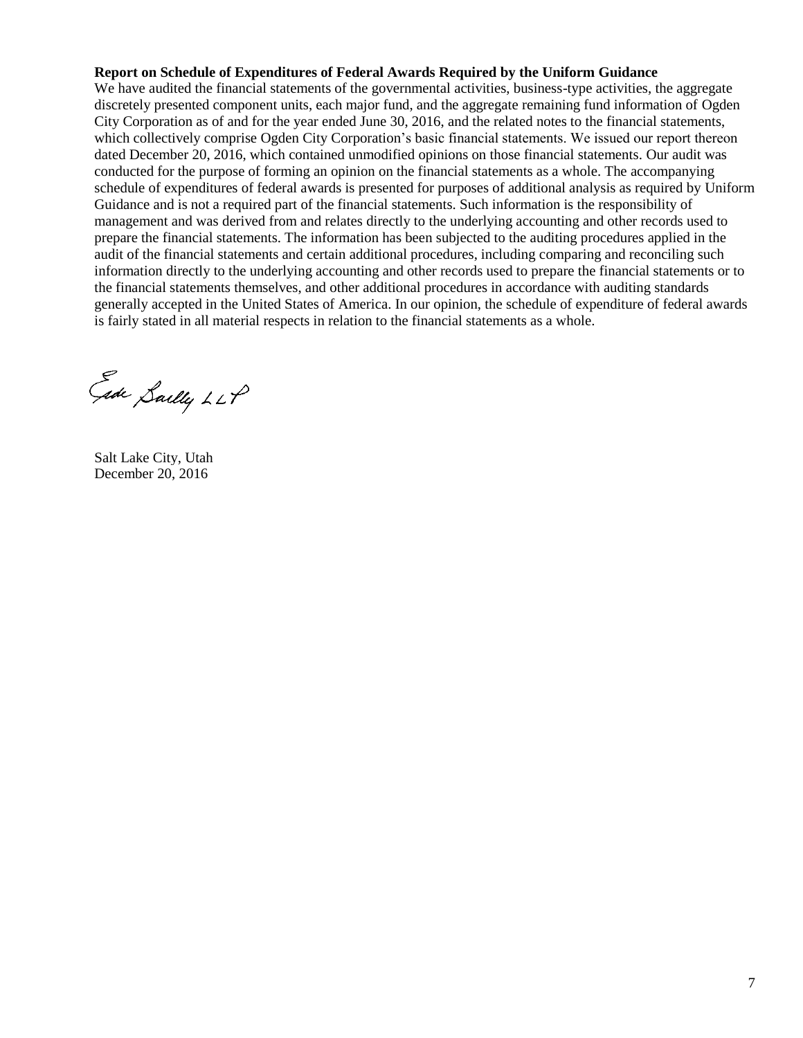**Report on Schedule of Expenditures of Federal Awards Required by the Uniform Guidance**

We have audited the financial statements of the governmental activities, business-type activities, the aggregate discretely presented component units, each major fund, and the aggregate remaining fund information of Ogden City Corporation as of and for the year ended June 30, 2016, and the related notes to the financial statements, which collectively comprise Ogden City Corporation's basic financial statements. We issued our report thereon dated December 20, 2016, which contained unmodified opinions on those financial statements. Our audit was conducted for the purpose of forming an opinion on the financial statements as a whole. The accompanying schedule of expenditures of federal awards is presented for purposes of additional analysis as required by Uniform Guidance and is not a required part of the financial statements. Such information is the responsibility of management and was derived from and relates directly to the underlying accounting and other records used to prepare the financial statements. The information has been subjected to the auditing procedures applied in the audit of the financial statements and certain additional procedures, including comparing and reconciling such information directly to the underlying accounting and other records used to prepare the financial statements or to the financial statements themselves, and other additional procedures in accordance with auditing standards generally accepted in the United States of America. In our opinion, the schedule of expenditure of federal awards is fairly stated in all material respects in relation to the financial statements as a whole.

Eide Bailly LLP

Salt Lake City, Utah
December 20, 2016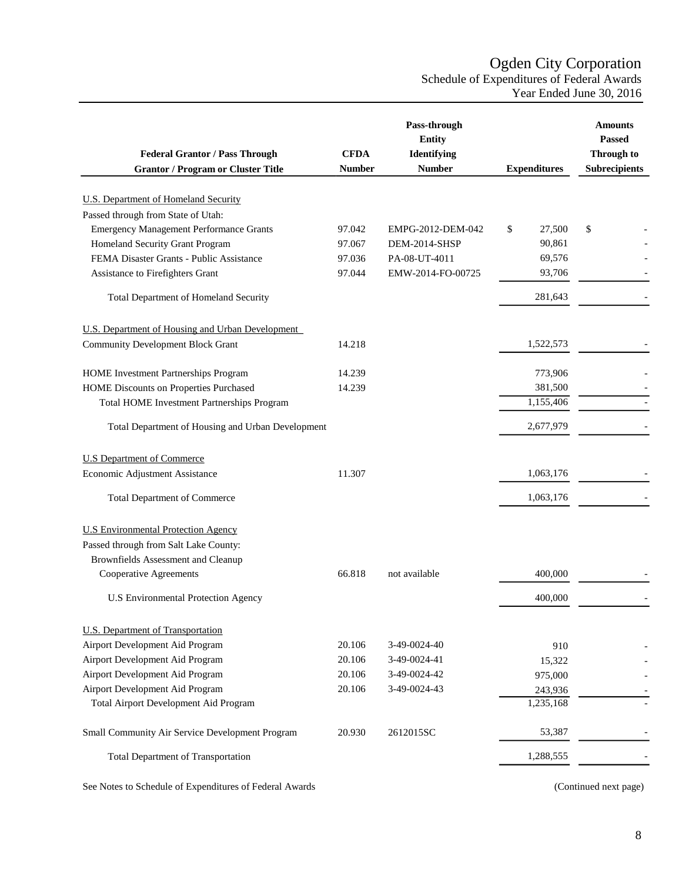# Ogden City Corporation
## Schedule of Expenditures of Federal Awards
### Year Ended June 30, 2016

| Federal Grantor / Pass Through Grantor / Program or Cluster Title | CFDA Number | Pass-through Entity Identifying Number | Expenditures | Amounts Passed Through to Subrecipients |
|---|---|---|---|---|
| U.S. Department of Homeland Security | | | | |
| Passed through from State of Utah: | | | | |
| Emergency Management Performance Grants | 97.042 | EMPG-2012-DEM-042 | $ 27,500 | $ - |
| Homeland Security Grant Program | 97.067 | DEM-2014-SHSP | 90,861 | - |
| FEMA Disaster Grants - Public Assistance | 97.036 | PA-08-UT-4011 | 69,576 | - |
| Assistance to Firefighters Grant | 97.044 | EMW-2014-FO-00725 | 93,706 | - |
| Total Department of Homeland Security | | | 281,643 | - |
| U.S. Department of Housing and Urban Development | | | | |
| Community Development Block Grant | 14.218 | | 1,522,573 | - |
| HOME Investment Partnerships Program | 14.239 | | 773,906 | - |
| HOME Discounts on Properties Purchased | 14.239 | | 381,500 | - |
| Total HOME Investment Partnerships Program | | | 1,155,406 | - |
| Total Department of Housing and Urban Development | | | 2,677,979 | - |
| U.S Department of Commerce | | | | |
| Economic Adjustment Assistance | 11.307 | | 1,063,176 | - |
| Total Department of Commerce | | | 1,063,176 | - |
| U.S Environmental Protection Agency | | | | |
| Passed through from Salt Lake County: | | | | |
| Brownfields Assessment and Cleanup Cooperative Agreements | 66.818 | not available | 400,000 | - |
| U.S Environmental Protection Agency | | | 400,000 | - |
| U.S. Department of Transportation | | | | |
| Airport Development Aid Program | 20.106 | 3-49-0024-40 | 910 | - |
| Airport Development Aid Program | 20.106 | 3-49-0024-41 | 15,322 | - |
| Airport Development Aid Program | 20.106 | 3-49-0024-42 | 975,000 | - |
| Airport Development Aid Program | 20.106 | 3-49-0024-43 | 243,936 | - |
| Total Airport Development Aid Program | | | 1,235,168 | - |
| Small Community Air Service Development Program | 20.930 | 2612015SC | 53,387 | - |
| Total Department of Transportation | | | 1,288,555 | - |

See Notes to Schedule of Expenditures of Federal Awards

(Continued next page)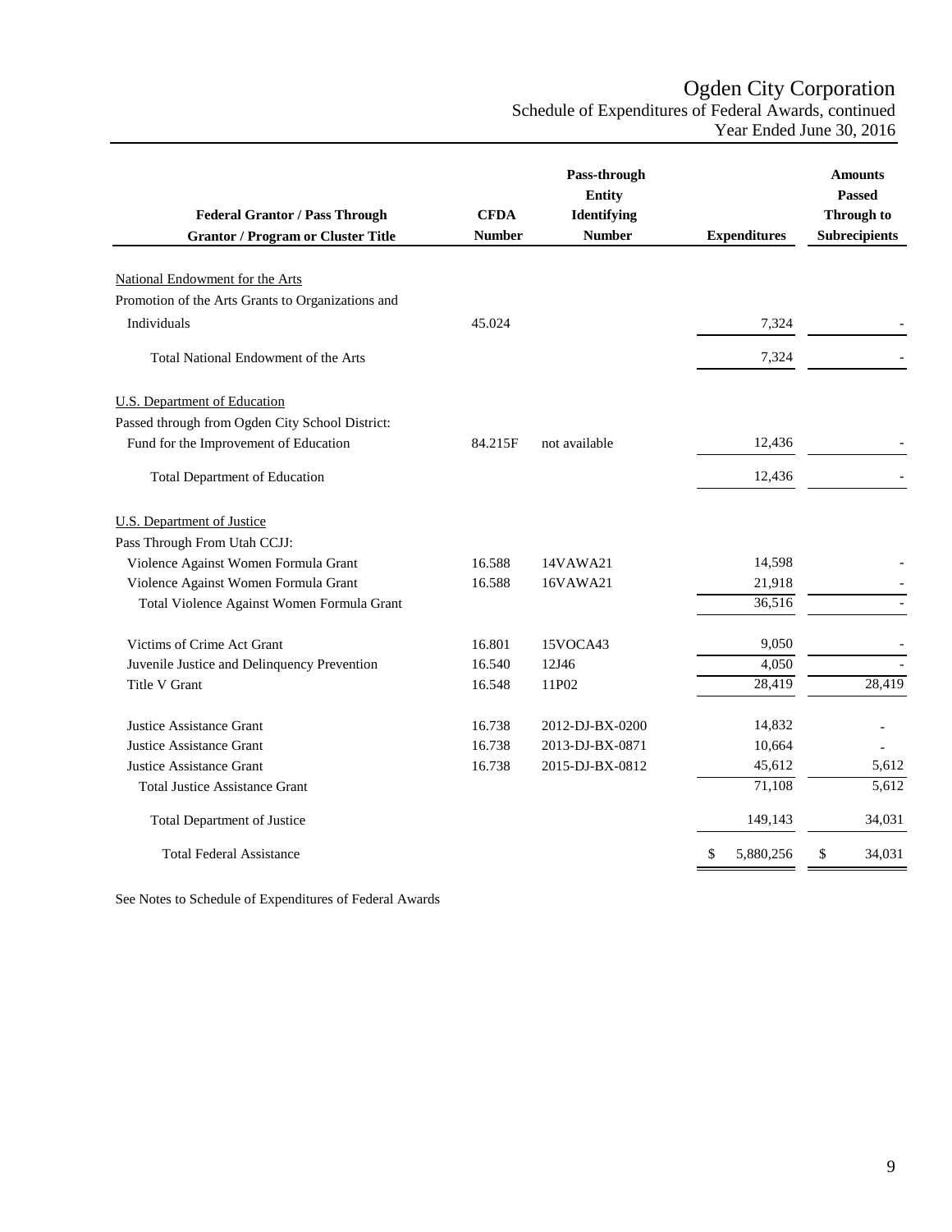# Ogden City Corporation

Schedule of Expenditures of Federal Awards, continued

Year Ended June 30, 2016

| Federal Grantor / Pass Through Grantor / Program or Cluster Title | CFDA Number | Pass-through Entity Identifying Number | Expenditures | Amounts Passed Through to Subrecipients |
|---|---|---|---|---|
| National Endowment for the Arts | | | | |
| Promotion of the Arts Grants to Organizations and Individuals | 45.024 | | 7,324 | - |
| Total National Endowment of the Arts | | | 7,324 | - |
| U.S. Department of Education | | | | |
| Passed through from Ogden City School District: | | | | |
| Fund for the Improvement of Education | 84.215F | not available | 12,436 | - |
| Total Department of Education | | | 12,436 | - |
| U.S. Department of Justice | | | | |
| Pass Through From Utah CCJJ: | | | | |
| Violence Against Women Formula Grant | 16.588 | 14VAWA21 | 14,598 | - |
| Violence Against Women Formula Grant | 16.588 | 16VAWA21 | 21,918 | - |
| Total Violence Against Women Formula Grant | | | 36,516 | - |
| Victims of Crime Act Grant | 16.801 | 15VOCA43 | 9,050 | - |
| Juvenile Justice and Delinquency Prevention | 16.540 | 12J46 | 4,050 | - |
| Title V Grant | 16.548 | 11P02 | 28,419 | 28,419 |
| Justice Assistance Grant | 16.738 | 2012-DJ-BX-0200 | 14,832 | - |
| Justice Assistance Grant | 16.738 | 2013-DJ-BX-0871 | 10,664 | - |
| Justice Assistance Grant | 16.738 | 2015-DJ-BX-0812 | 45,612 | 5,612 |
| Total Justice Assistance Grant | | | 71,108 | 5,612 |
| Total Department of Justice | | | 149,143 | 34,031 |
| Total Federal Assistance | | | $ 5,880,256 | $ 34,031 |

See Notes to Schedule of Expenditures of Federal Awards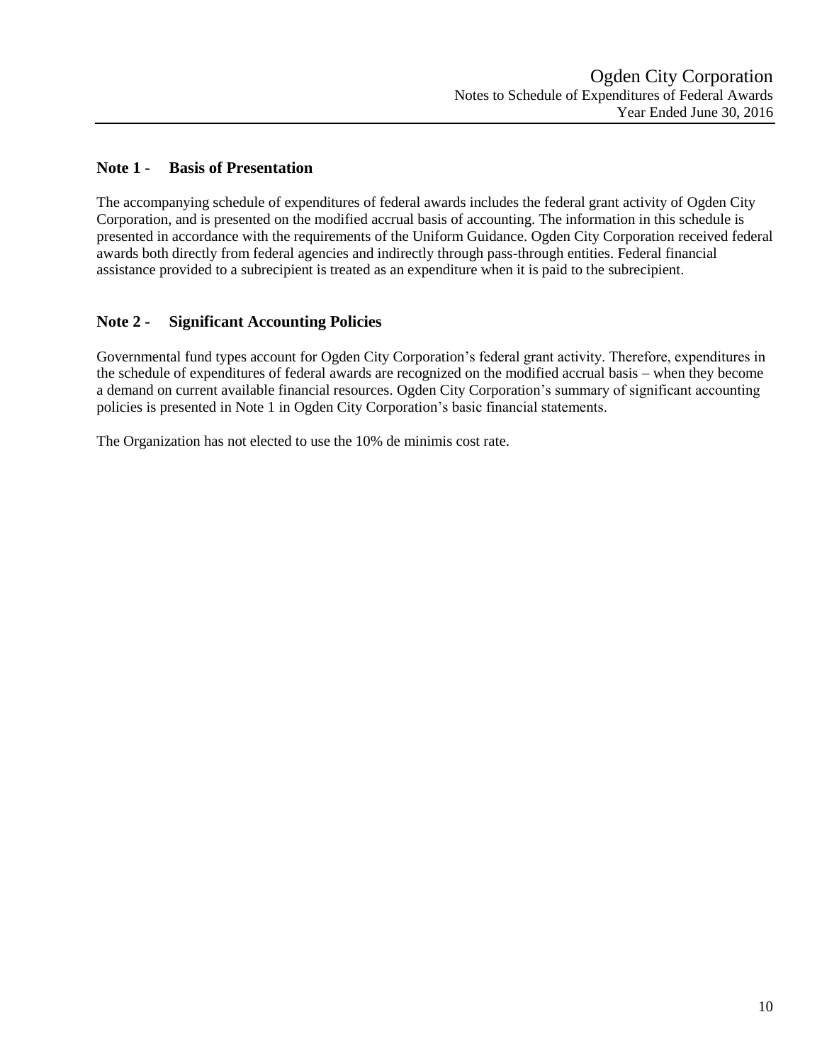## Note 1 - Basis of Presentation

The accompanying schedule of expenditures of federal awards includes the federal grant activity of Ogden City Corporation, and is presented on the modified accrual basis of accounting. The information in this schedule is presented in accordance with the requirements of the Uniform Guidance. Ogden City Corporation received federal awards both directly from federal agencies and indirectly through pass-through entities. Federal financial assistance provided to a subrecipient is treated as an expenditure when it is paid to the subrecipient.

## Note 2 - Significant Accounting Policies

Governmental fund types account for Ogden City Corporation's federal grant activity. Therefore, expenditures in the schedule of expenditures of federal awards are recognized on the modified accrual basis – when they become a demand on current available financial resources. Ogden City Corporation's summary of significant accounting policies is presented in Note 1 in Ogden City Corporation's basic financial statements.

The Organization has not elected to use the 10% de minimis cost rate.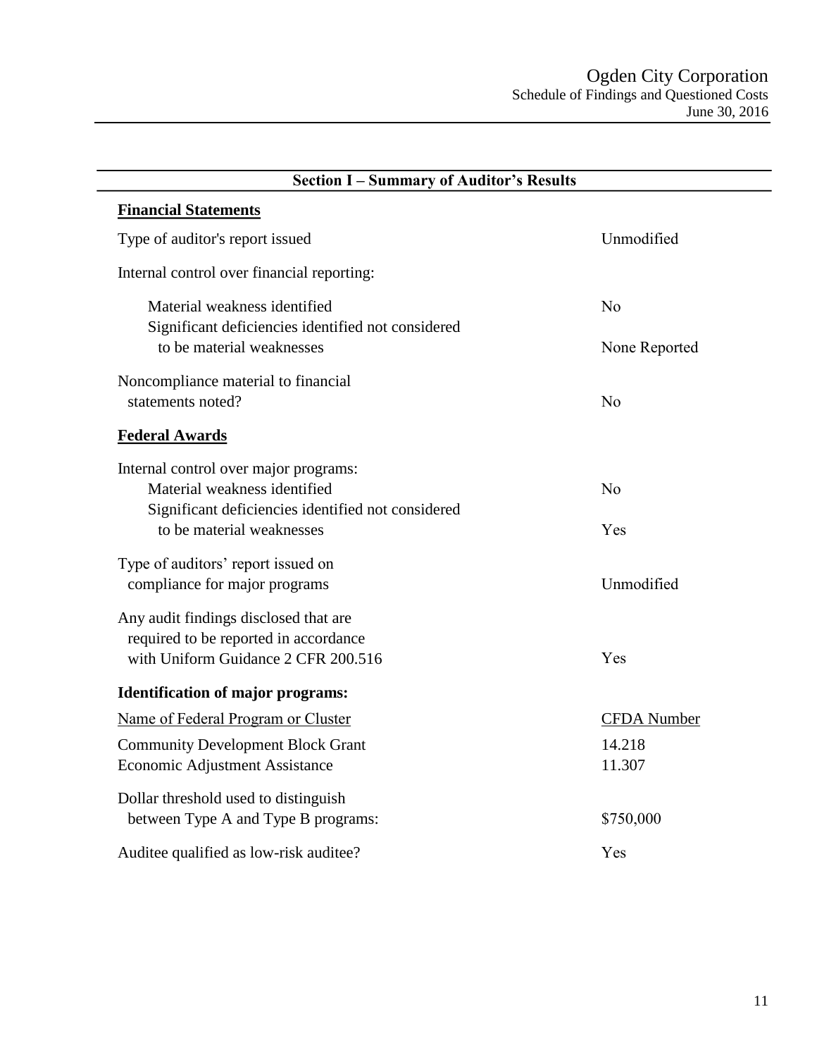# Ogden City Corporation
## Schedule of Findings and Questioned Costs
June 30, 2016

## Section I – Summary of Auditor's Results

### Financial Statements

| | |
|---|---|
| Type of auditor's report issued | Unmodified |
| Internal control over financial reporting: | |
| Material weakness identified | No |
| Significant deficiencies identified not considered to be material weaknesses | None Reported |
| Noncompliance material to financial statements noted? | No |

### Federal Awards

| | |
|---|---|
| Internal control over major programs: | |
| Material weakness identified | No |
| Significant deficiencies identified not considered to be material weaknesses | Yes |
| Type of auditors' report issued on compliance for major programs | Unmodified |
| Any audit findings disclosed that are required to be reported in accordance with Uniform Guidance 2 CFR 200.516 | Yes |

**Identification of major programs:**

| Name of Federal Program or Cluster | CFDA Number |
|---|---|
| Community Development Block Grant | 14.218 |
| Economic Adjustment Assistance | 11.307 |

| | |
|---|---|
| Dollar threshold used to distinguish between Type A and Type B programs: | $750,000 |
| Auditee qualified as low-risk auditee? | Yes |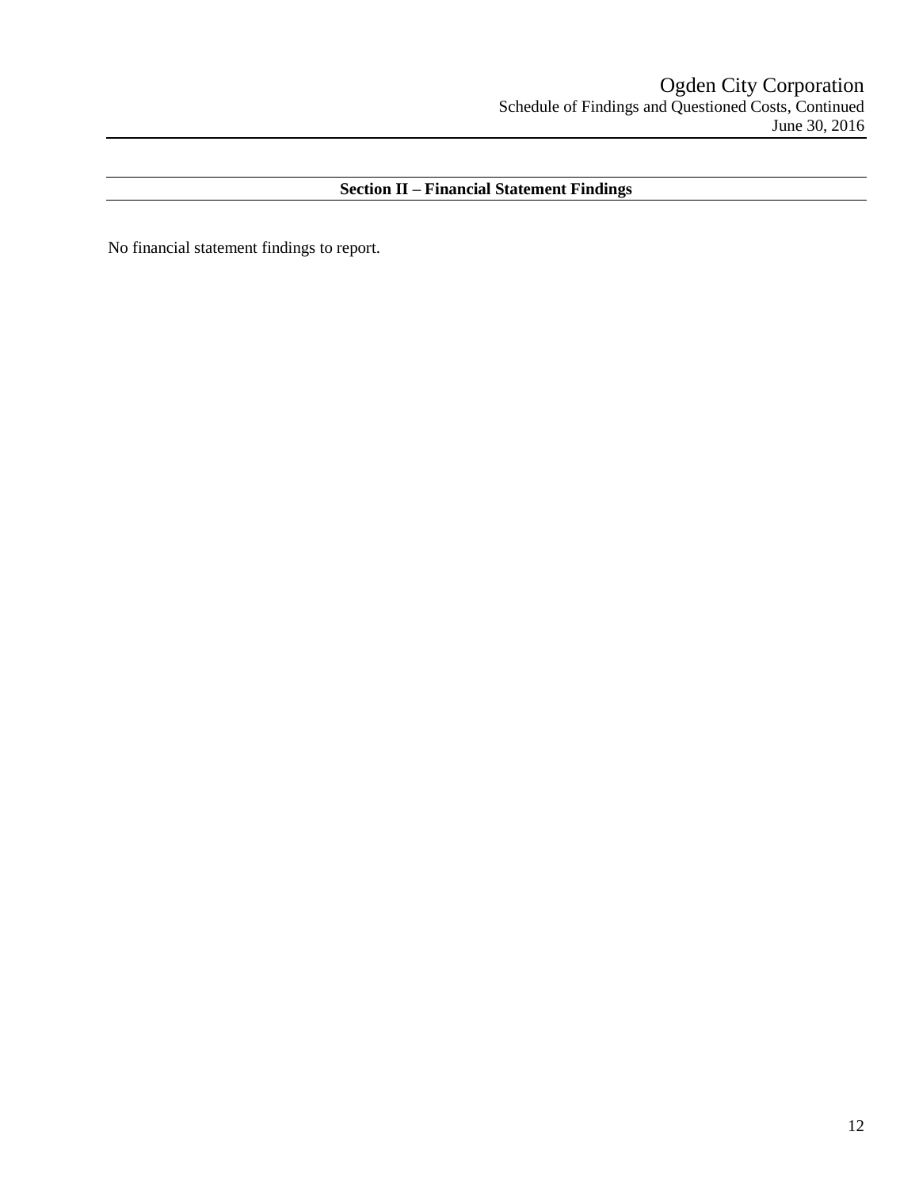## Section II – Financial Statement Findings

No financial statement findings to report.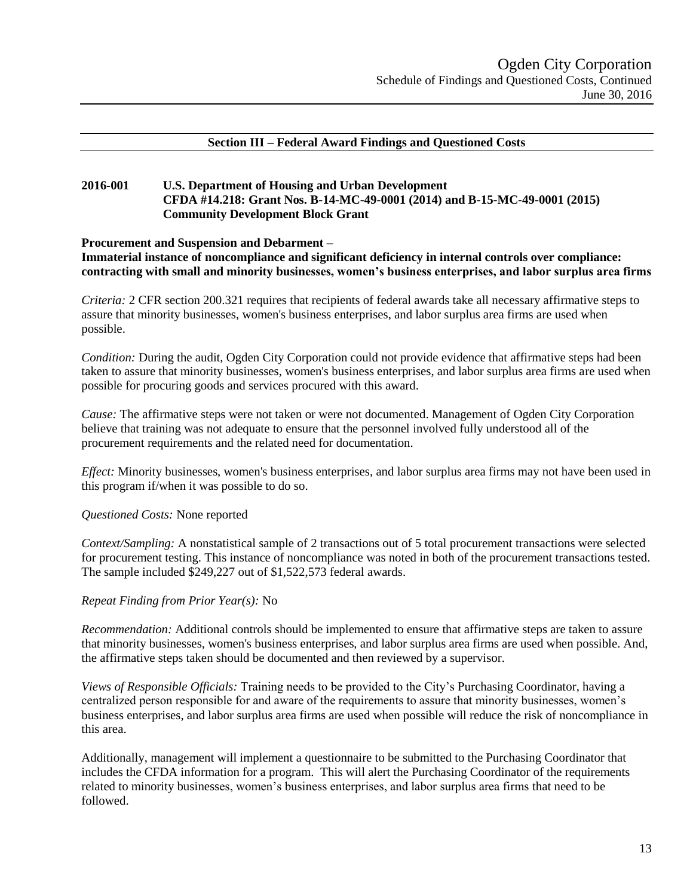## Section III – Federal Award Findings and Questioned Costs

**2016-001 U.S. Department of Housing and Urban Development**
**CFDA #14.218: Grant Nos. B-14-MC-49-0001 (2014) and B-15-MC-49-0001 (2015)**
**Community Development Block Grant**

**Procurement and Suspension and Debarment –**
**Immaterial instance of noncompliance and significant deficiency in internal controls over compliance: contracting with small and minority businesses, women's business enterprises, and labor surplus area firms**

*Criteria:* 2 CFR section 200.321 requires that recipients of federal awards take all necessary affirmative steps to assure that minority businesses, women's business enterprises, and labor surplus area firms are used when possible.

*Condition:* During the audit, Ogden City Corporation could not provide evidence that affirmative steps had been taken to assure that minority businesses, women's business enterprises, and labor surplus area firms are used when possible for procuring goods and services procured with this award.

*Cause:* The affirmative steps were not taken or were not documented. Management of Ogden City Corporation believe that training was not adequate to ensure that the personnel involved fully understood all of the procurement requirements and the related need for documentation.

*Effect:* Minority businesses, women's business enterprises, and labor surplus area firms may not have been used in this program if/when it was possible to do so.

*Questioned Costs:* None reported

*Context/Sampling:* A nonstatistical sample of 2 transactions out of 5 total procurement transactions were selected for procurement testing. This instance of noncompliance was noted in both of the procurement transactions tested. The sample included $249,227 out of $1,522,573 federal awards.

*Repeat Finding from Prior Year(s):* No

*Recommendation:* Additional controls should be implemented to ensure that affirmative steps are taken to assure that minority businesses, women's business enterprises, and labor surplus area firms are used when possible. And, the affirmative steps taken should be documented and then reviewed by a supervisor.

*Views of Responsible Officials:* Training needs to be provided to the City's Purchasing Coordinator, having a centralized person responsible for and aware of the requirements to assure that minority businesses, women's business enterprises, and labor surplus area firms are used when possible will reduce the risk of noncompliance in this area.

Additionally, management will implement a questionnaire to be submitted to the Purchasing Coordinator that includes the CFDA information for a program. This will alert the Purchasing Coordinator of the requirements related to minority businesses, women's business enterprises, and labor surplus area firms that need to be followed.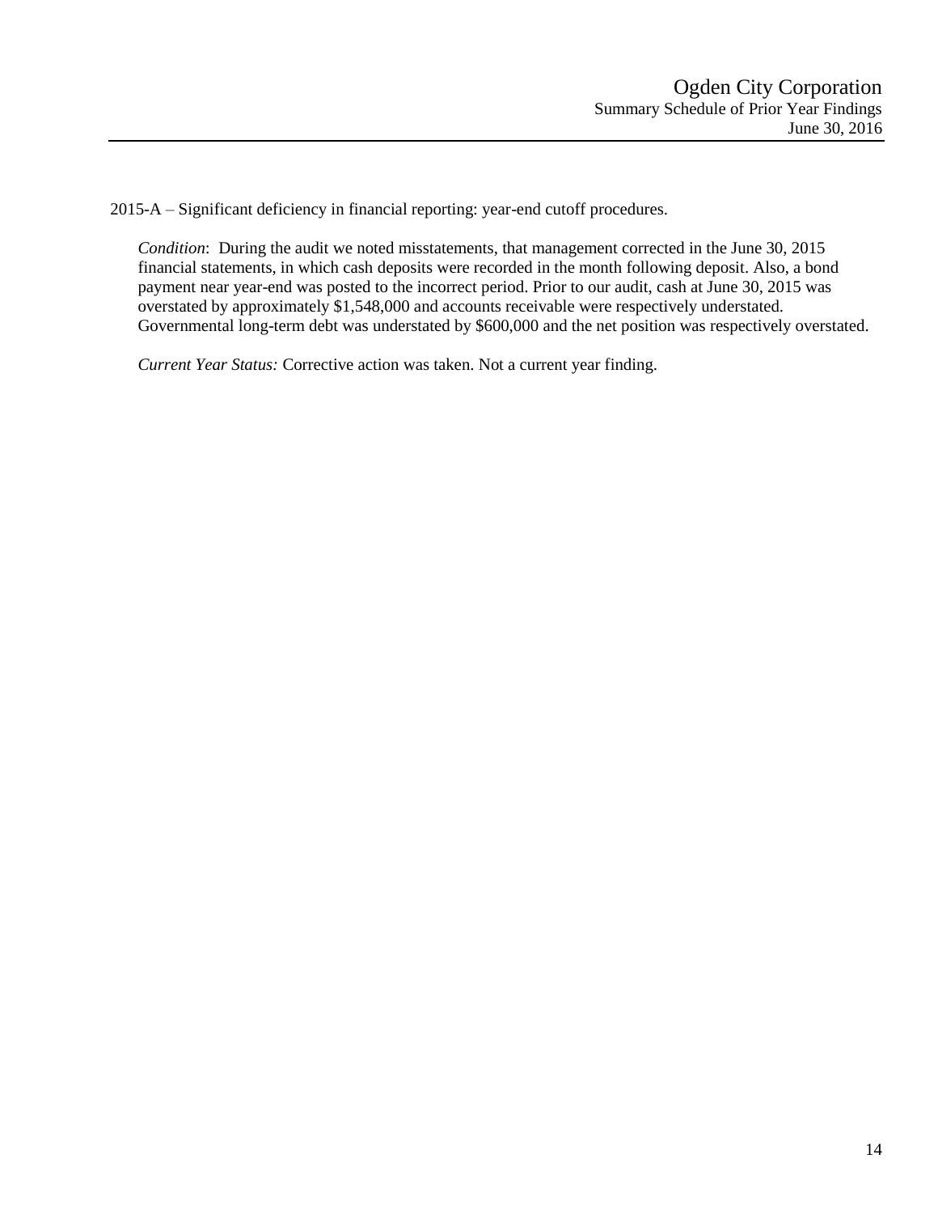2015-A – Significant deficiency in financial reporting: year-end cutoff procedures.

*Condition*: During the audit we noted misstatements, that management corrected in the June 30, 2015 financial statements, in which cash deposits were recorded in the month following deposit. Also, a bond payment near year-end was posted to the incorrect period. Prior to our audit, cash at June 30, 2015 was overstated by approximately $1,548,000 and accounts receivable were respectively understated. Governmental long-term debt was understated by $600,000 and the net position was respectively overstated.

*Current Year Status:* Corrective action was taken. Not a current year finding.